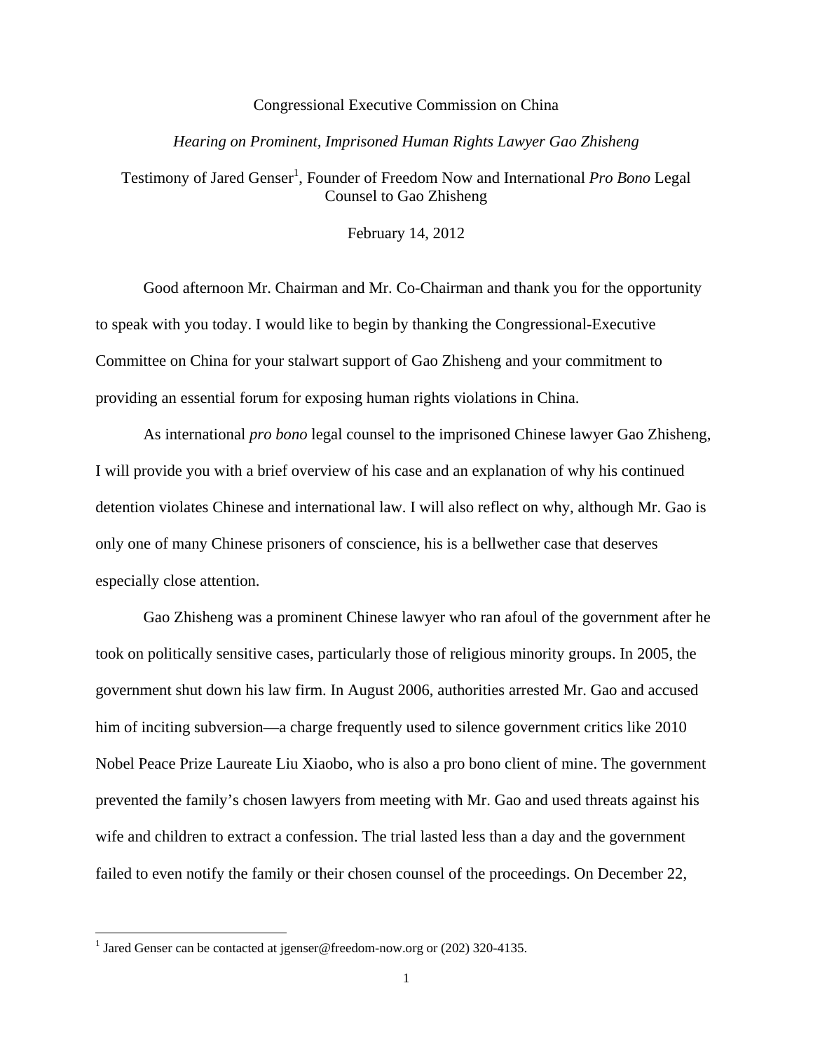Congressional Executive Commission on China

*Hearing on Prominent, Imprisoned Human Rights Lawyer Gao Zhisheng*

Testimony of Jared Genser[1], Founder of Freedom Now and International *Pro Bono* Legal Counsel to Gao Zhisheng

February 14, 2012

Good afternoon Mr. Chairman and Mr. Co-Chairman and thank you for the opportunity to speak with you today. I would like to begin by thanking the Congressional-Executive Committee on China for your stalwart support of Gao Zhisheng and your commitment to providing an essential forum for exposing human rights violations in China.

As international *pro bono* legal counsel to the imprisoned Chinese lawyer Gao Zhisheng, I will provide you with a brief overview of his case and an explanation of why his continued detention violates Chinese and international law. I will also reflect on why, although Mr. Gao is only one of many Chinese prisoners of conscience, his is a bellwether case that deserves especially close attention.

Gao Zhisheng was a prominent Chinese lawyer who ran afoul of the government after he took on politically sensitive cases, particularly those of religious minority groups. In 2005, the government shut down his law firm. In August 2006, authorities arrested Mr. Gao and accused him of inciting subversion—a charge frequently used to silence government critics like 2010 Nobel Peace Prize Laureate Liu Xiaobo, who is also a pro bono client of mine. The government prevented the family's chosen lawyers from meeting with Mr. Gao and used threats against his wife and children to extract a confession. The trial lasted less than a day and the government failed to even notify the family or their chosen counsel of the proceedings. On December 22,

[1] Jared Genser can be contacted at jgenser@freedom-now.org or (202) 320-4135.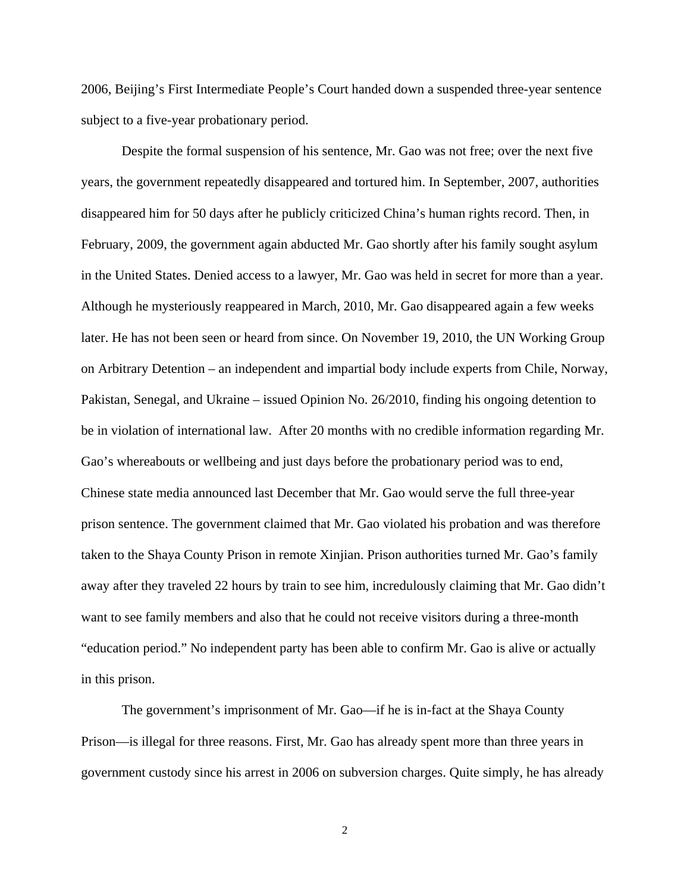2006, Beijing's First Intermediate People's Court handed down a suspended three-year sentence subject to a five-year probationary period.

Despite the formal suspension of his sentence, Mr. Gao was not free; over the next five years, the government repeatedly disappeared and tortured him. In September, 2007, authorities disappeared him for 50 days after he publicly criticized China's human rights record. Then, in February, 2009, the government again abducted Mr. Gao shortly after his family sought asylum in the United States. Denied access to a lawyer, Mr. Gao was held in secret for more than a year. Although he mysteriously reappeared in March, 2010, Mr. Gao disappeared again a few weeks later. He has not been seen or heard from since. On November 19, 2010, the UN Working Group on Arbitrary Detention – an independent and impartial body include experts from Chile, Norway, Pakistan, Senegal, and Ukraine – issued Opinion No. 26/2010, finding his ongoing detention to be in violation of international law. After 20 months with no credible information regarding Mr. Gao's whereabouts or wellbeing and just days before the probationary period was to end, Chinese state media announced last December that Mr. Gao would serve the full three-year prison sentence. The government claimed that Mr. Gao violated his probation and was therefore taken to the Shaya County Prison in remote Xinjian. Prison authorities turned Mr. Gao's family away after they traveled 22 hours by train to see him, incredulously claiming that Mr. Gao didn't want to see family members and also that he could not receive visitors during a three-month "education period." No independent party has been able to confirm Mr. Gao is alive or actually in this prison.

The government's imprisonment of Mr. Gao—if he is in-fact at the Shaya County Prison—is illegal for three reasons. First, Mr. Gao has already spent more than three years in government custody since his arrest in 2006 on subversion charges. Quite simply, he has already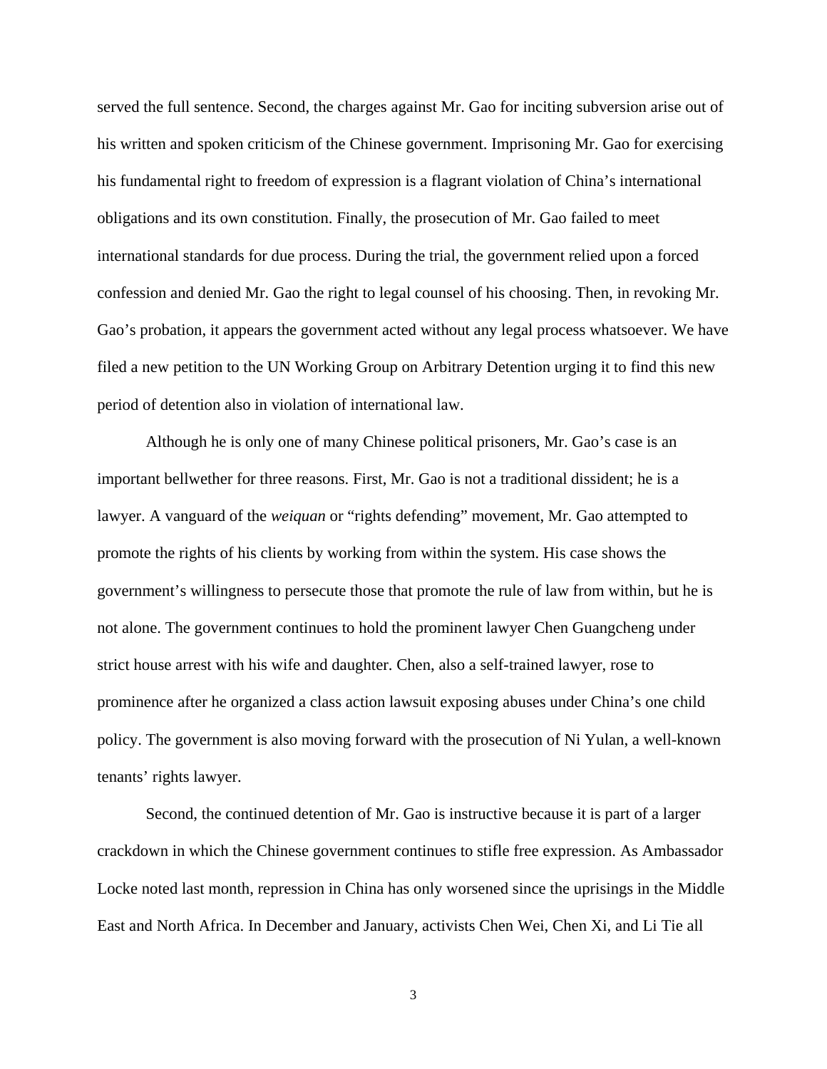served the full sentence. Second, the charges against Mr. Gao for inciting subversion arise out of his written and spoken criticism of the Chinese government. Imprisoning Mr. Gao for exercising his fundamental right to freedom of expression is a flagrant violation of China's international obligations and its own constitution. Finally, the prosecution of Mr. Gao failed to meet international standards for due process. During the trial, the government relied upon a forced confession and denied Mr. Gao the right to legal counsel of his choosing. Then, in revoking Mr. Gao's probation, it appears the government acted without any legal process whatsoever. We have filed a new petition to the UN Working Group on Arbitrary Detention urging it to find this new period of detention also in violation of international law.

Although he is only one of many Chinese political prisoners, Mr. Gao's case is an important bellwether for three reasons. First, Mr. Gao is not a traditional dissident; he is a lawyer. A vanguard of the *weiquan* or "rights defending" movement, Mr. Gao attempted to promote the rights of his clients by working from within the system. His case shows the government's willingness to persecute those that promote the rule of law from within, but he is not alone. The government continues to hold the prominent lawyer Chen Guangcheng under strict house arrest with his wife and daughter. Chen, also a self-trained lawyer, rose to prominence after he organized a class action lawsuit exposing abuses under China's one child policy. The government is also moving forward with the prosecution of Ni Yulan, a well-known tenants' rights lawyer.

Second, the continued detention of Mr. Gao is instructive because it is part of a larger crackdown in which the Chinese government continues to stifle free expression. As Ambassador Locke noted last month, repression in China has only worsened since the uprisings in the Middle East and North Africa. In December and January, activists Chen Wei, Chen Xi, and Li Tie all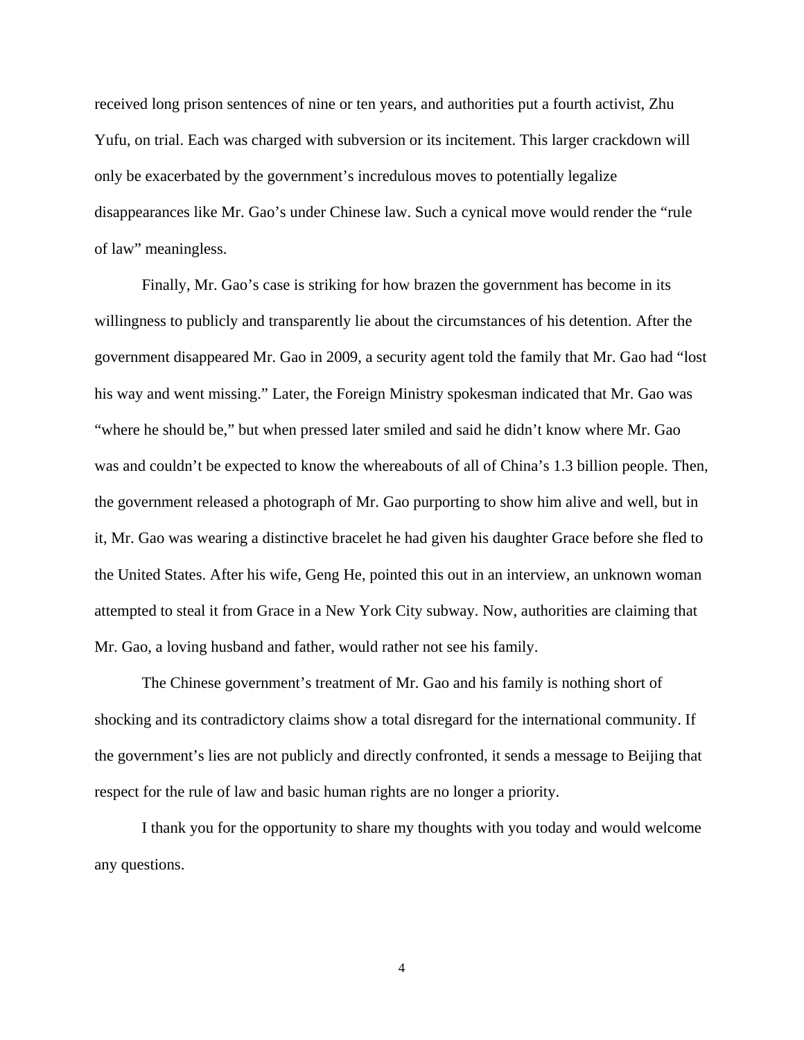received long prison sentences of nine or ten years, and authorities put a fourth activist, Zhu Yufu, on trial. Each was charged with subversion or its incitement. This larger crackdown will only be exacerbated by the government's incredulous moves to potentially legalize disappearances like Mr. Gao's under Chinese law. Such a cynical move would render the "rule of law" meaningless.

Finally, Mr. Gao's case is striking for how brazen the government has become in its willingness to publicly and transparently lie about the circumstances of his detention. After the government disappeared Mr. Gao in 2009, a security agent told the family that Mr. Gao had "lost his way and went missing." Later, the Foreign Ministry spokesman indicated that Mr. Gao was "where he should be," but when pressed later smiled and said he didn't know where Mr. Gao was and couldn't be expected to know the whereabouts of all of China's 1.3 billion people. Then, the government released a photograph of Mr. Gao purporting to show him alive and well, but in it, Mr. Gao was wearing a distinctive bracelet he had given his daughter Grace before she fled to the United States. After his wife, Geng He, pointed this out in an interview, an unknown woman attempted to steal it from Grace in a New York City subway. Now, authorities are claiming that Mr. Gao, a loving husband and father, would rather not see his family.

The Chinese government's treatment of Mr. Gao and his family is nothing short of shocking and its contradictory claims show a total disregard for the international community. If the government's lies are not publicly and directly confronted, it sends a message to Beijing that respect for the rule of law and basic human rights are no longer a priority.

I thank you for the opportunity to share my thoughts with you today and would welcome any questions.